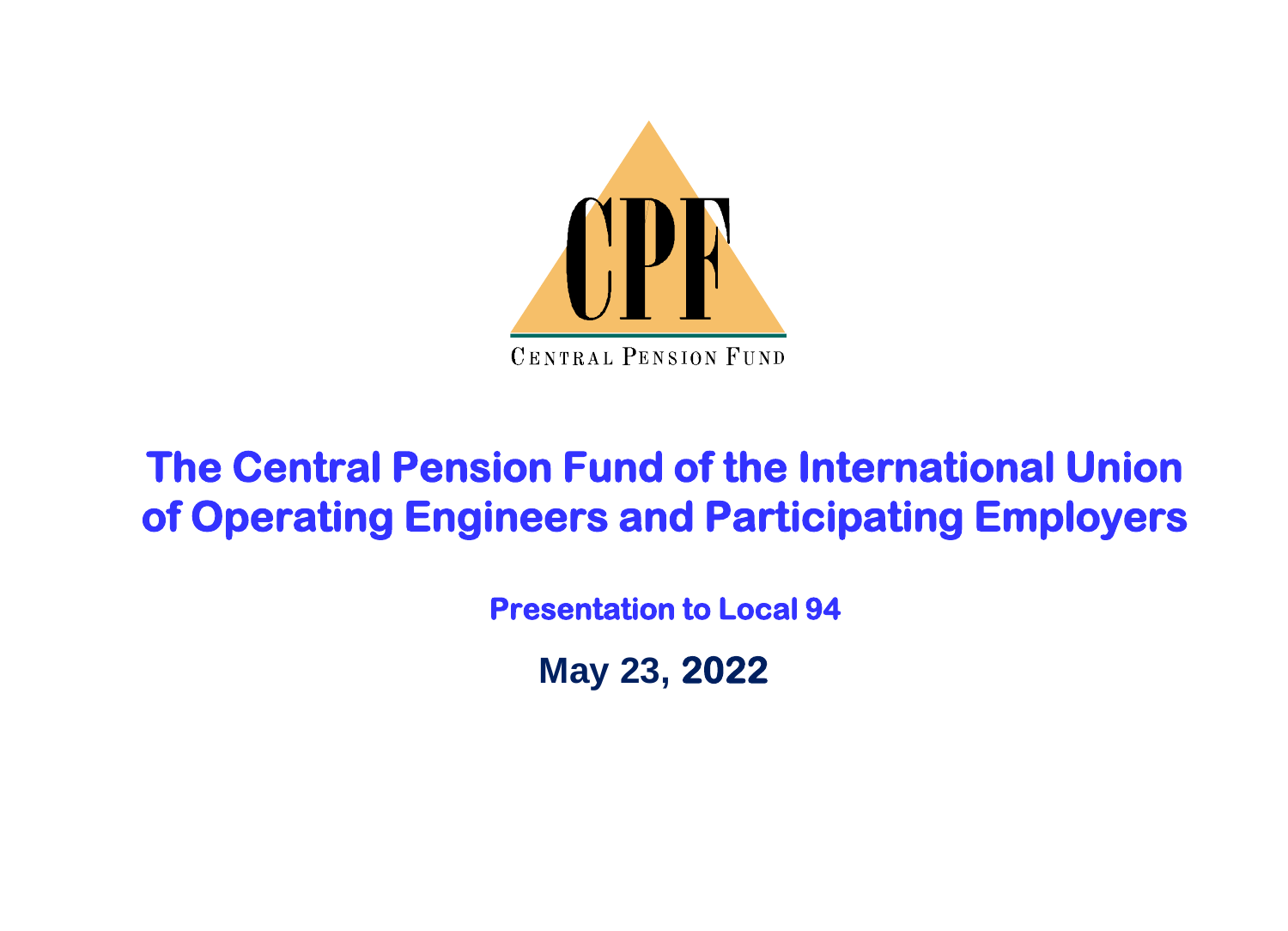CPF

CENTRAL PENSION FUND

# The Central Pension Fund of the International Union of Operating Engineers and Participating Employers

**Presentation to Local 94**

**May 23, 2022**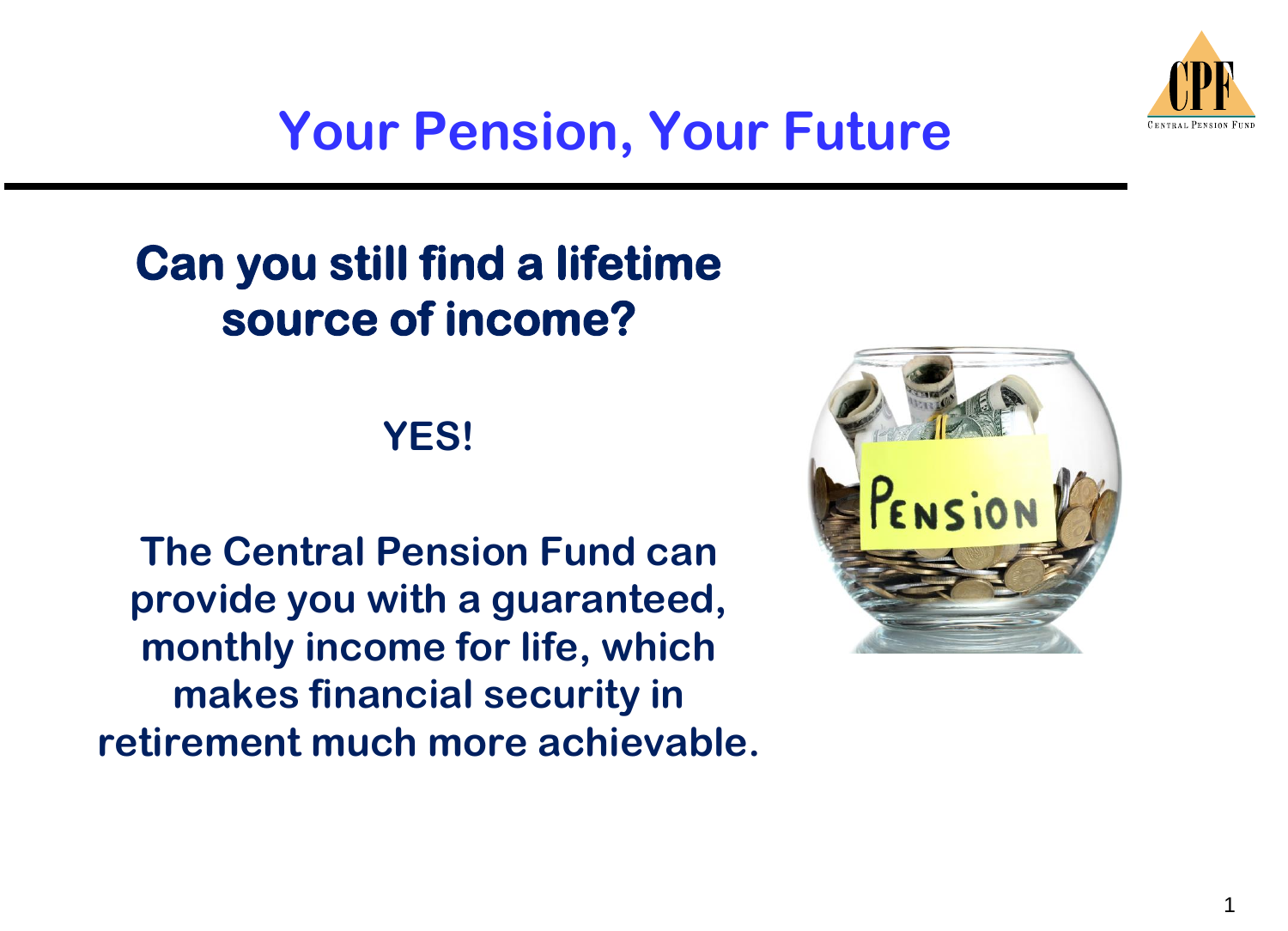# Your Pension, Your Future

## Can you still find a lifetime source of income?

**YES!**

**The Central Pension Fund can provide you with a guaranteed, monthly income for life, which makes financial security in retirement much more achievable.**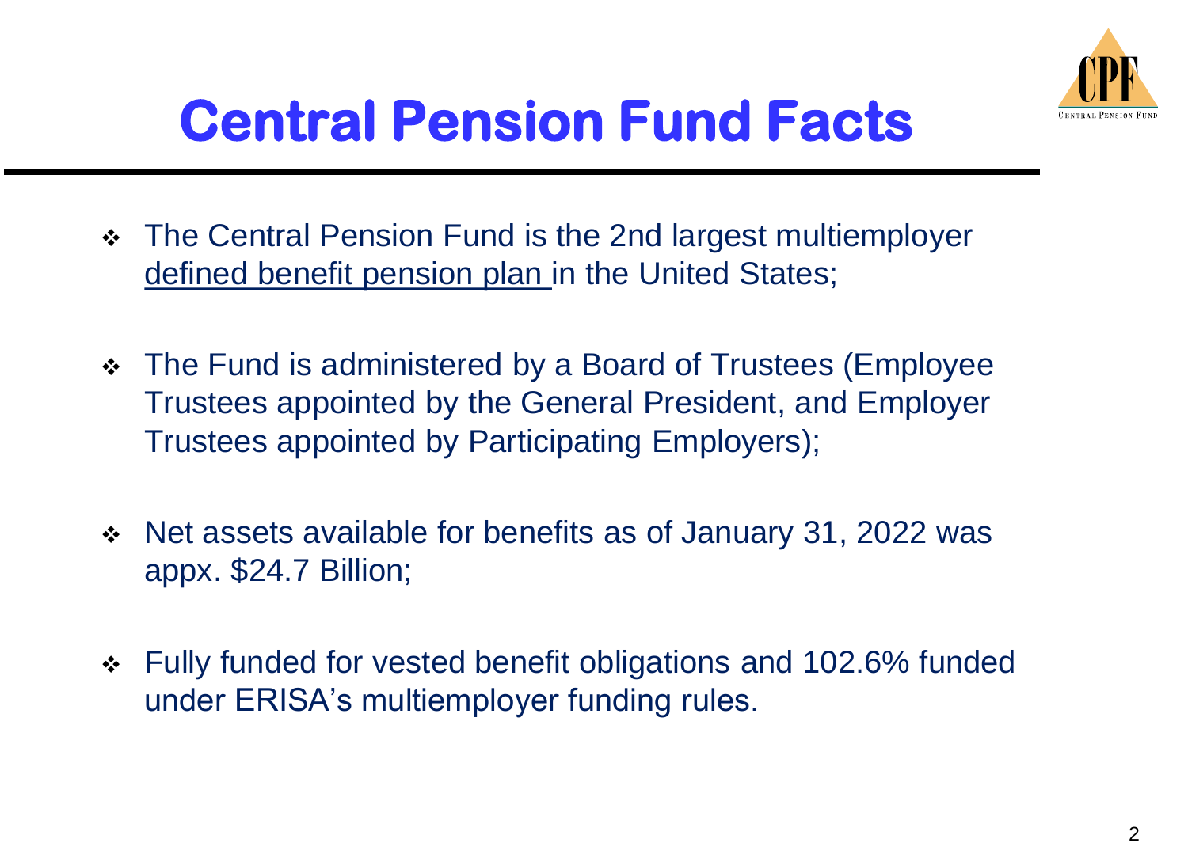# Central Pension Fund Facts

- The Central Pension Fund is the 2nd largest multiemployer defined benefit pension plan in the United States;
- The Fund is administered by a Board of Trustees (Employee Trustees appointed by the General President, and Employer Trustees appointed by Participating Employers);
- Net assets available for benefits as of January 31, 2022 was appx. $24.7 Billion;
- Fully funded for vested benefit obligations and 102.6% funded under ERISA's multiemployer funding rules.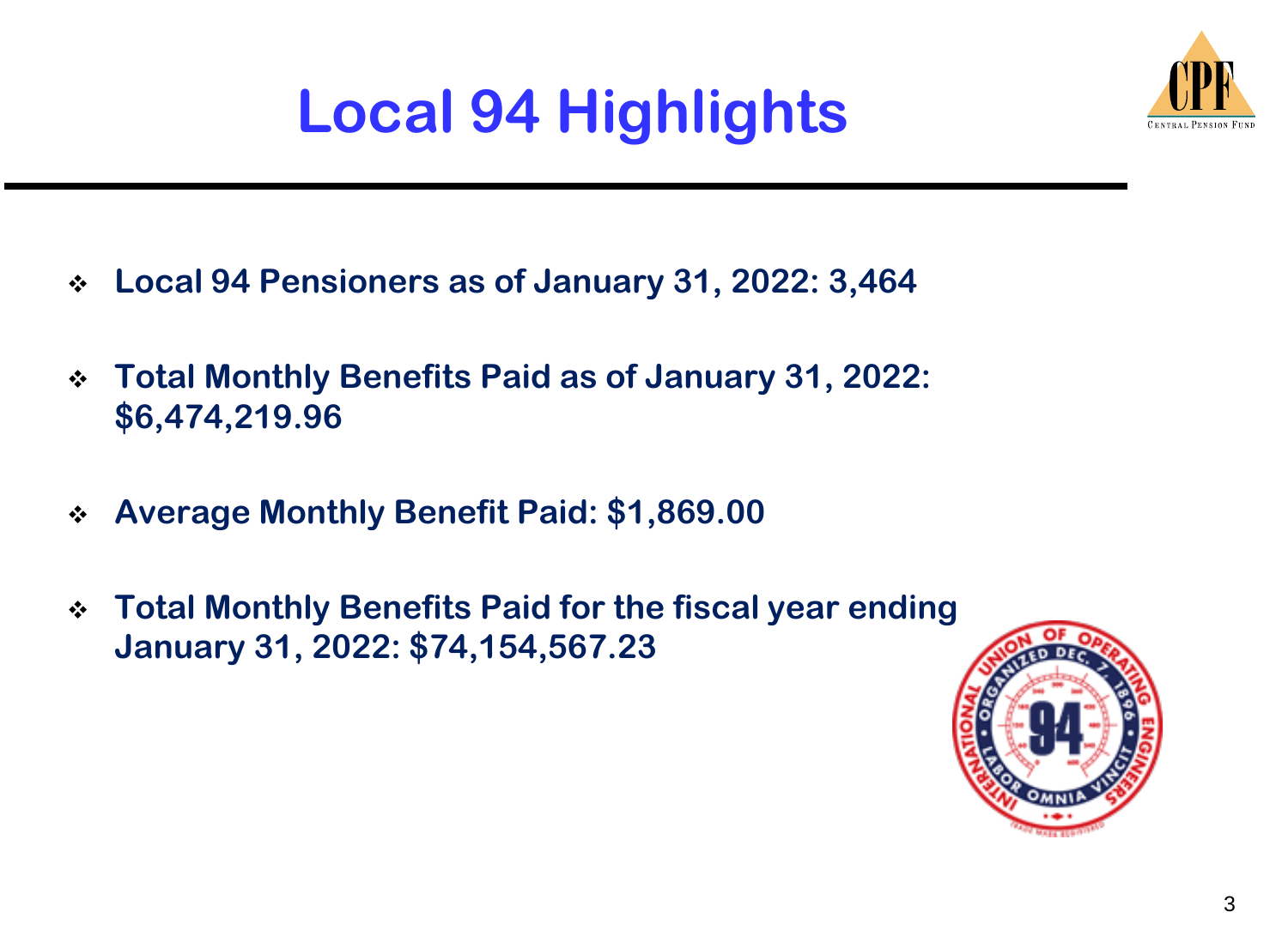# Local 94 Highlights

- **Local 94 Pensioners as of January 31, 2022: 3,464**
- **Total Monthly Benefits Paid as of January 31, 2022: $6,474,219.96**
- **Average Monthly Benefit Paid: $1,869.00**
- **Total Monthly Benefits Paid for the fiscal year ending January 31, 2022: $74,154,567.23**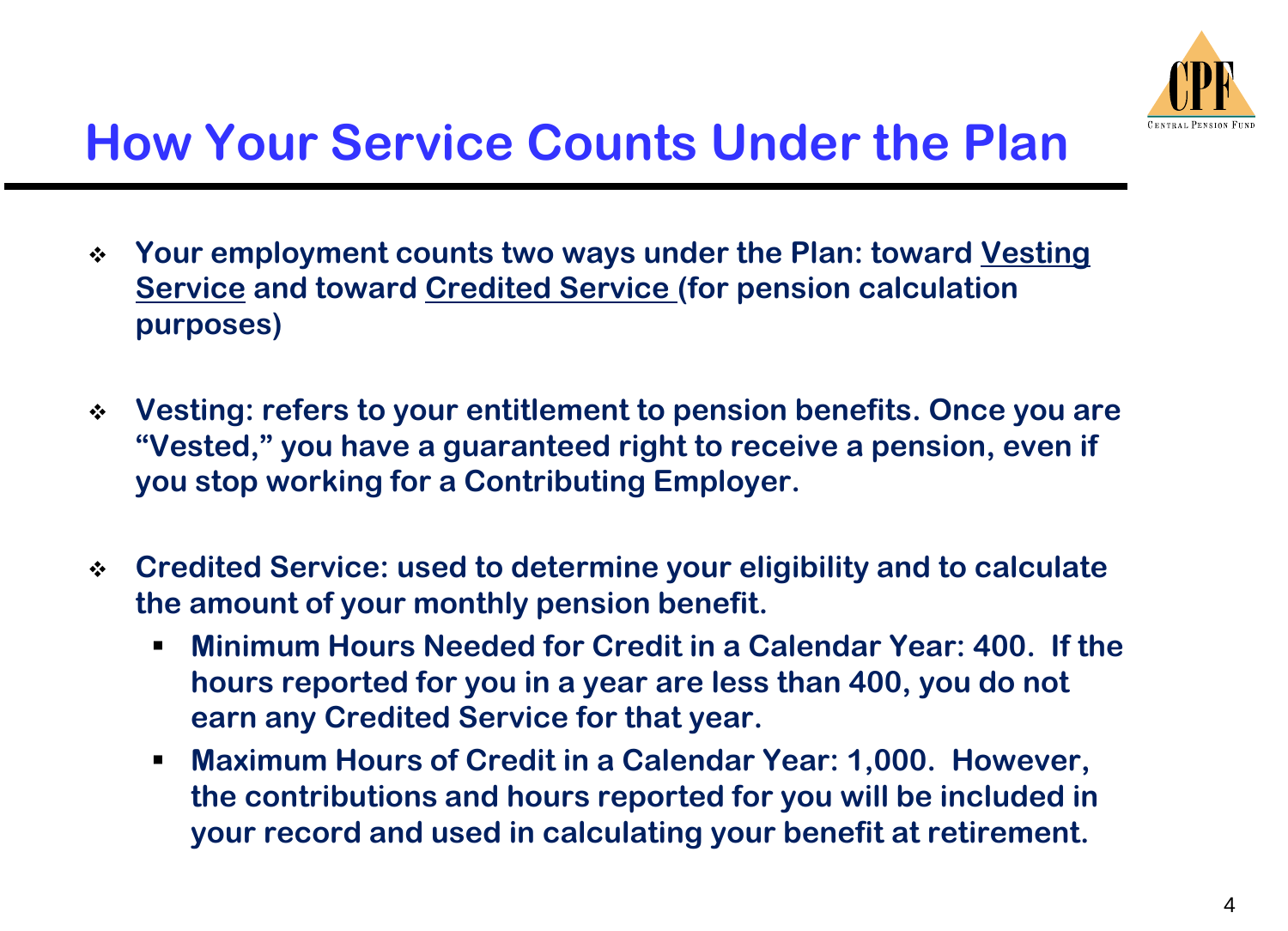# How Your Service Counts Under the Plan

- **Your employment counts two ways under the Plan: toward Vesting Service and toward Credited Service (for pension calculation purposes)**

- **Vesting: refers to your entitlement to pension benefits. Once you are "Vested," you have a guaranteed right to receive a pension, even if you stop working for a Contributing Employer.**

- **Credited Service: used to determine your eligibility and to calculate the amount of your monthly pension benefit.**
  - **Minimum Hours Needed for Credit in a Calendar Year: 400. If the hours reported for you in a year are less than 400, you do not earn any Credited Service for that year.**
  - **Maximum Hours of Credit in a Calendar Year: 1,000. However, the contributions and hours reported for you will be included in your record and used in calculating your benefit at retirement.**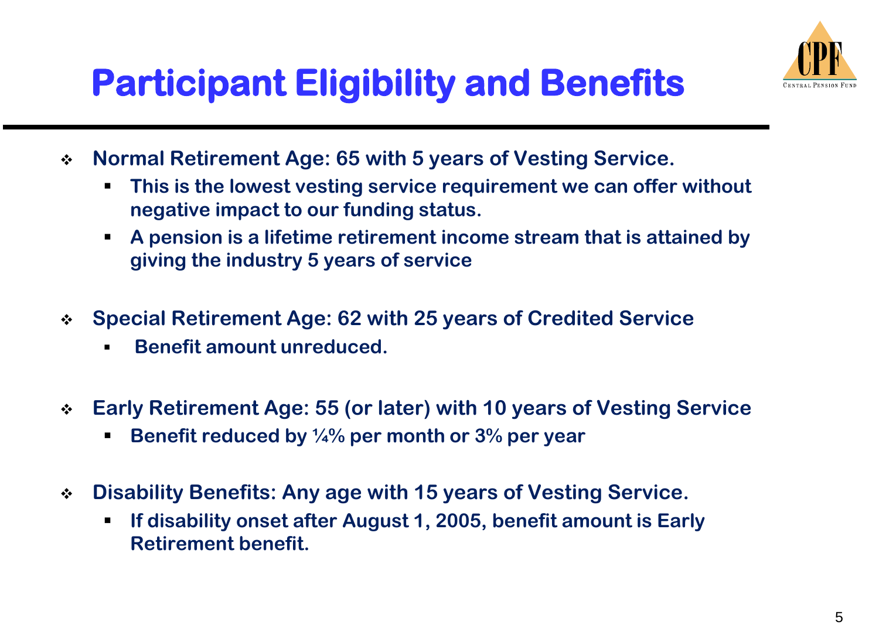# Participant Eligibility and Benefits

- **Normal Retirement Age: 65 with 5 years of Vesting Service.**
  - **This is the lowest vesting service requirement we can offer without negative impact to our funding status.**
  - **A pension is a lifetime retirement income stream that is attained by giving the industry 5 years of service**

- **Special Retirement Age: 62 with 25 years of Credited Service**
  - **Benefit amount unreduced.**

- **Early Retirement Age: 55 (or later) with 10 years of Vesting Service**
  - **Benefit reduced by ¼% per month or 3% per year**

- **Disability Benefits: Any age with 15 years of Vesting Service.**
  - **If disability onset after August 1, 2005, benefit amount is Early Retirement benefit.**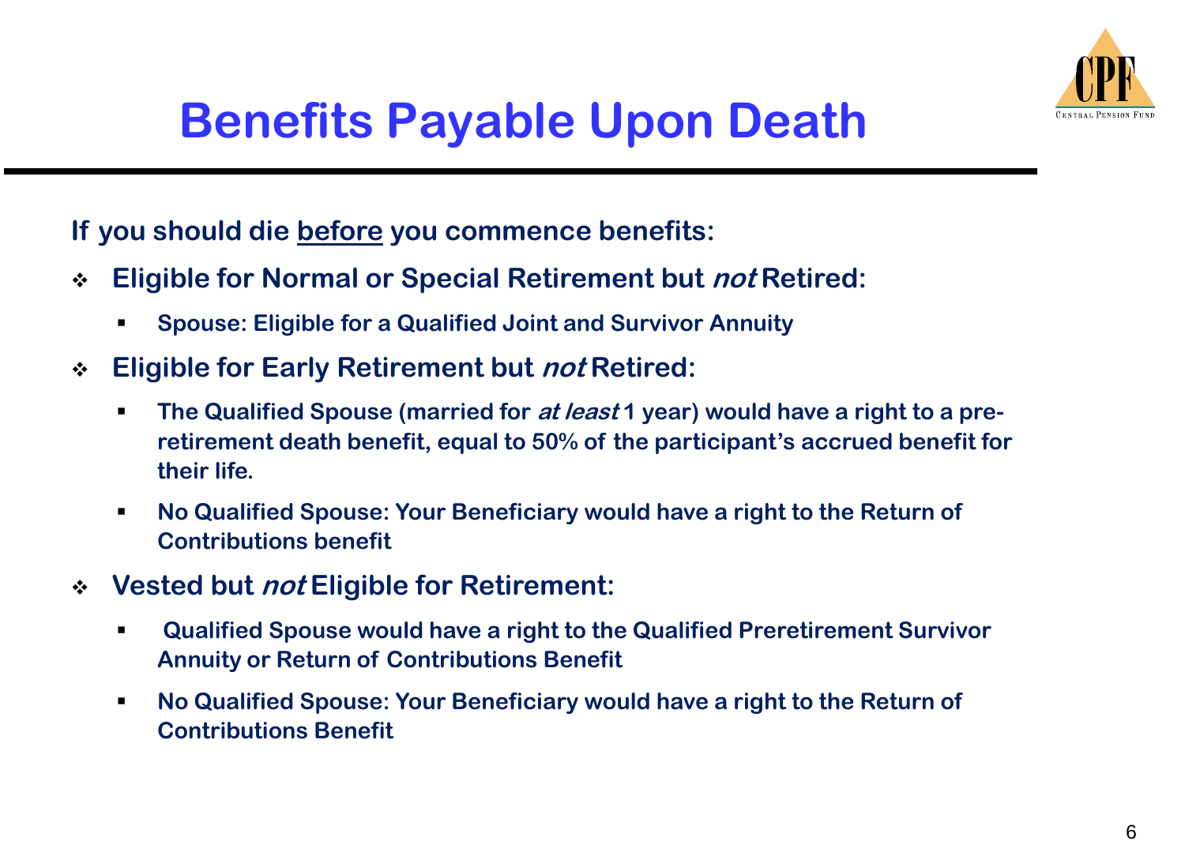# Benefits Payable Upon Death

**If you should die before you commence benefits:**

- **Eligible for Normal or Special Retirement but *not* Retired:**
  - **Spouse: Eligible for a Qualified Joint and Survivor Annuity**
- **Eligible for Early Retirement but *not* Retired:**
  - **The Qualified Spouse (married for *at least* 1 year) would have a right to a pre-retirement death benefit, equal to 50% of the participant's accrued benefit for their life.**
  - **No Qualified Spouse: Your Beneficiary would have a right to the Return of Contributions benefit**
- **Vested but *not* Eligible for Retirement:**
  - **Qualified Spouse would have a right to the Qualified Preretirement Survivor Annuity or Return of Contributions Benefit**
  - **No Qualified Spouse: Your Beneficiary would have a right to the Return of Contributions Benefit**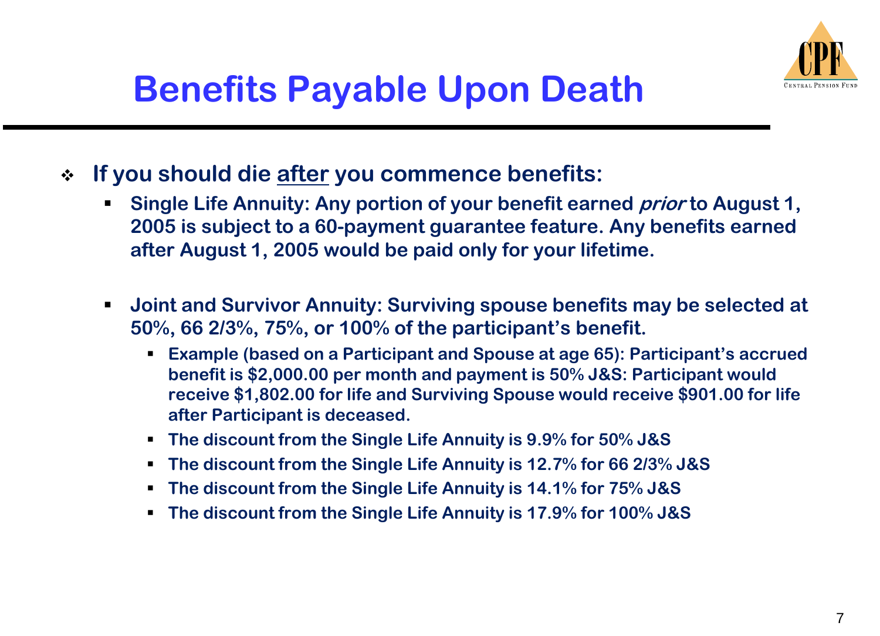# Benefits Payable Upon Death

- If you should die after you commence benefits:
  - Single Life Annuity: Any portion of your benefit earned *prior* to August 1, 2005 is subject to a 60-payment guarantee feature. Any benefits earned after August 1, 2005 would be paid only for your lifetime.
  - Joint and Survivor Annuity: Surviving spouse benefits may be selected at 50%, 66 2/3%, 75%, or 100% of the participant's benefit.
    - Example (based on a Participant and Spouse at age 65): Participant's accrued benefit is $2,000.00 per month and payment is 50% J&S: Participant would receive $1,802.00 for life and Surviving Spouse would receive $901.00 for life after Participant is deceased.
    - The discount from the Single Life Annuity is 9.9% for 50% J&S
    - The discount from the Single Life Annuity is 12.7% for 66 2/3% J&S
    - The discount from the Single Life Annuity is 14.1% for 75% J&S
    - The discount from the Single Life Annuity is 17.9% for 100% J&S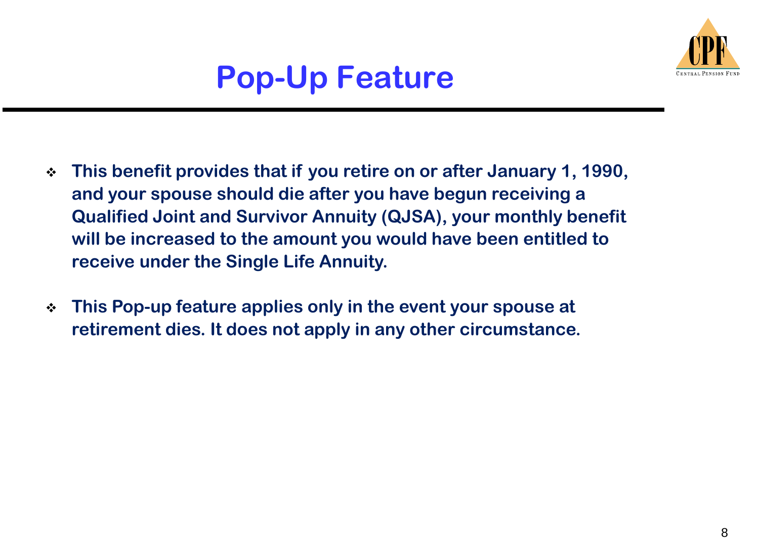# Pop-Up Feature

- **This benefit provides that if you retire on or after January 1, 1990, and your spouse should die after you have begun receiving a Qualified Joint and Survivor Annuity (QJSA), your monthly benefit will be increased to the amount you would have been entitled to receive under the Single Life Annuity.**

- **This Pop-up feature applies only in the event your spouse at retirement dies. It does not apply in any other circumstance.**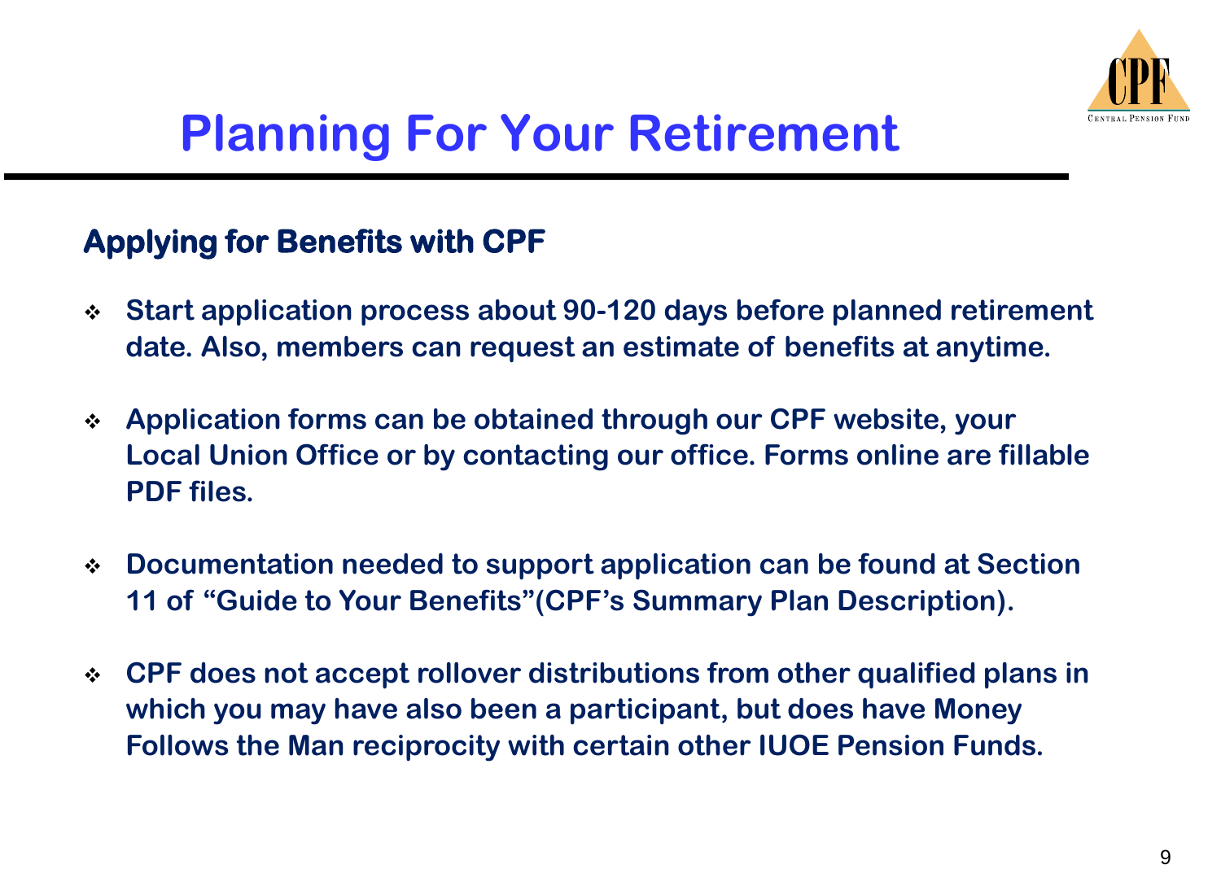# Planning For Your Retirement

## Applying for Benefits with CPF

- **Start application process about 90-120 days before planned retirement date. Also, members can request an estimate of benefits at anytime.**
- **Application forms can be obtained through our CPF website, your Local Union Office or by contacting our office. Forms online are fillable PDF files.**
- **Documentation needed to support application can be found at Section 11 of "Guide to Your Benefits"(CPF's Summary Plan Description).**
- **CPF does not accept rollover distributions from other qualified plans in which you may have also been a participant, but does have Money Follows the Man reciprocity with certain other IUOE Pension Funds.**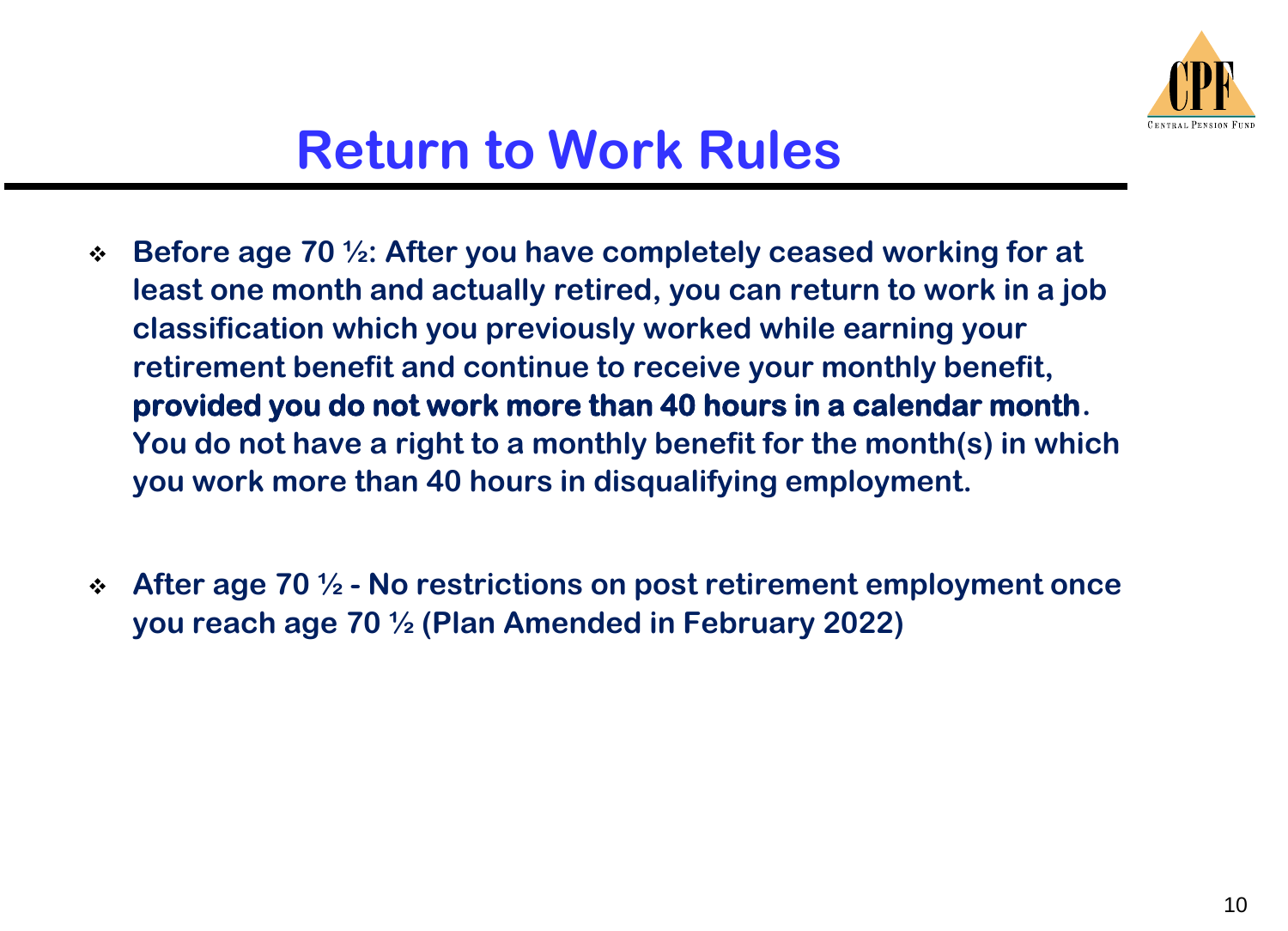# Return to Work Rules

- **Before age 70 ½: After you have completely ceased working for at least one month and actually retired, you can return to work in a job classification which you previously worked while earning your retirement benefit and continue to receive your monthly benefit, provided you do not work more than 40 hours in a calendar month. You do not have a right to a monthly benefit for the month(s) in which you work more than 40 hours in disqualifying employment.**

- **After age 70 ½ - No restrictions on post retirement employment once you reach age 70 ½ (Plan Amended in February 2022)**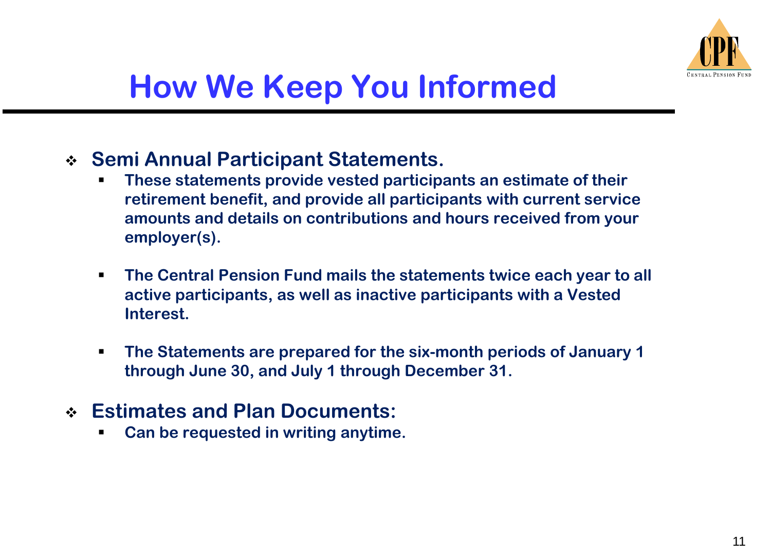# How We Keep You Informed

- **Semi Annual Participant Statements.**
  - **These statements provide vested participants an estimate of their retirement benefit, and provide all participants with current service amounts and details on contributions and hours received from your employer(s).**
  - **The Central Pension Fund mails the statements twice each year to all active participants, as well as inactive participants with a Vested Interest.**
  - **The Statements are prepared for the six-month periods of January 1 through June 30, and July 1 through December 31.**
- **Estimates and Plan Documents:**
  - **Can be requested in writing anytime.**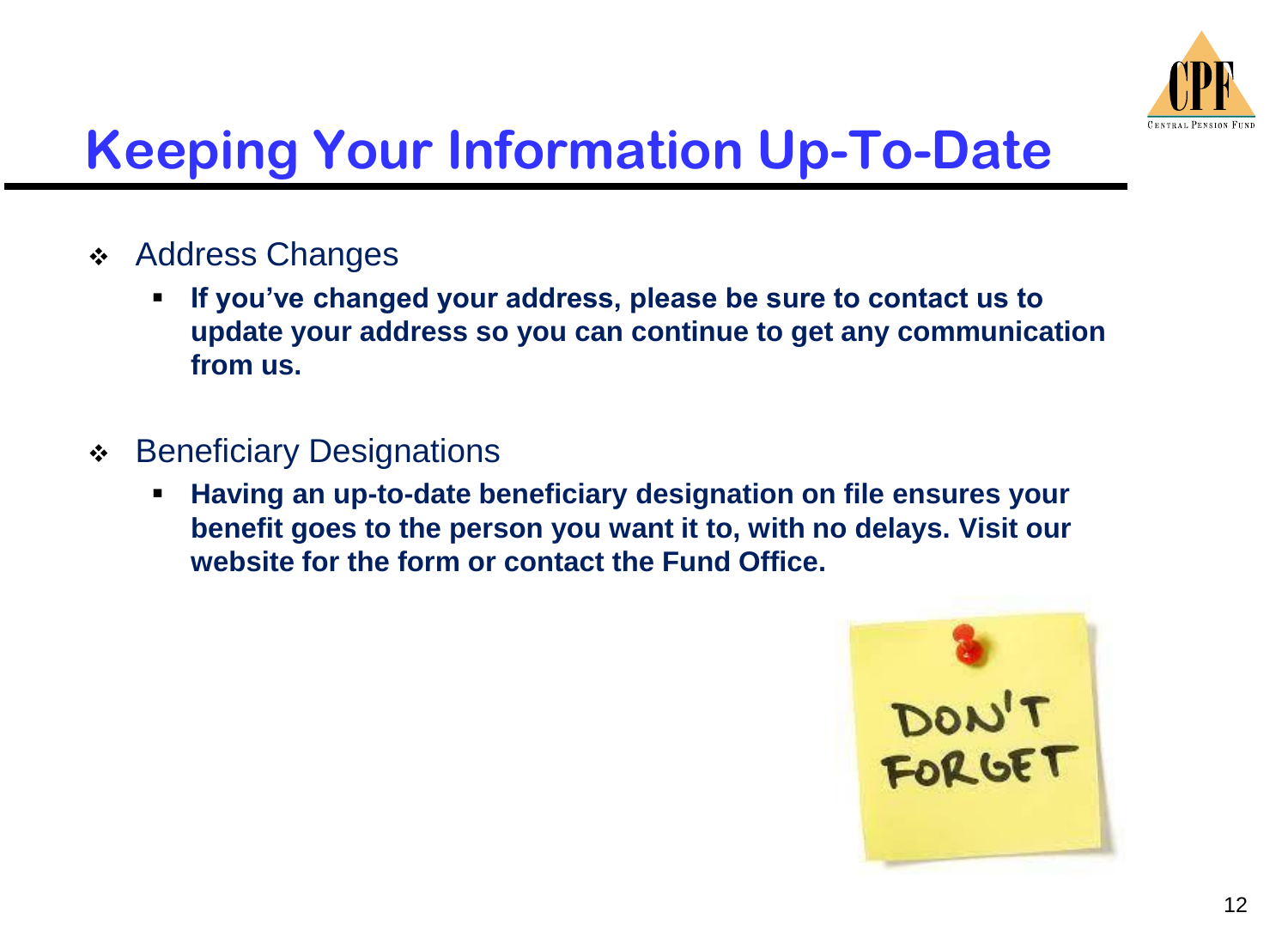# Keeping Your Information Up-To-Date

- Address Changes
  - **If you've changed your address, please be sure to contact us to update your address so you can continue to get any communication from us.**

- Beneficiary Designations
  - **Having an up-to-date beneficiary designation on file ensures your benefit goes to the person you want it to, with no delays. Visit our website for the form or contact the Fund Office.**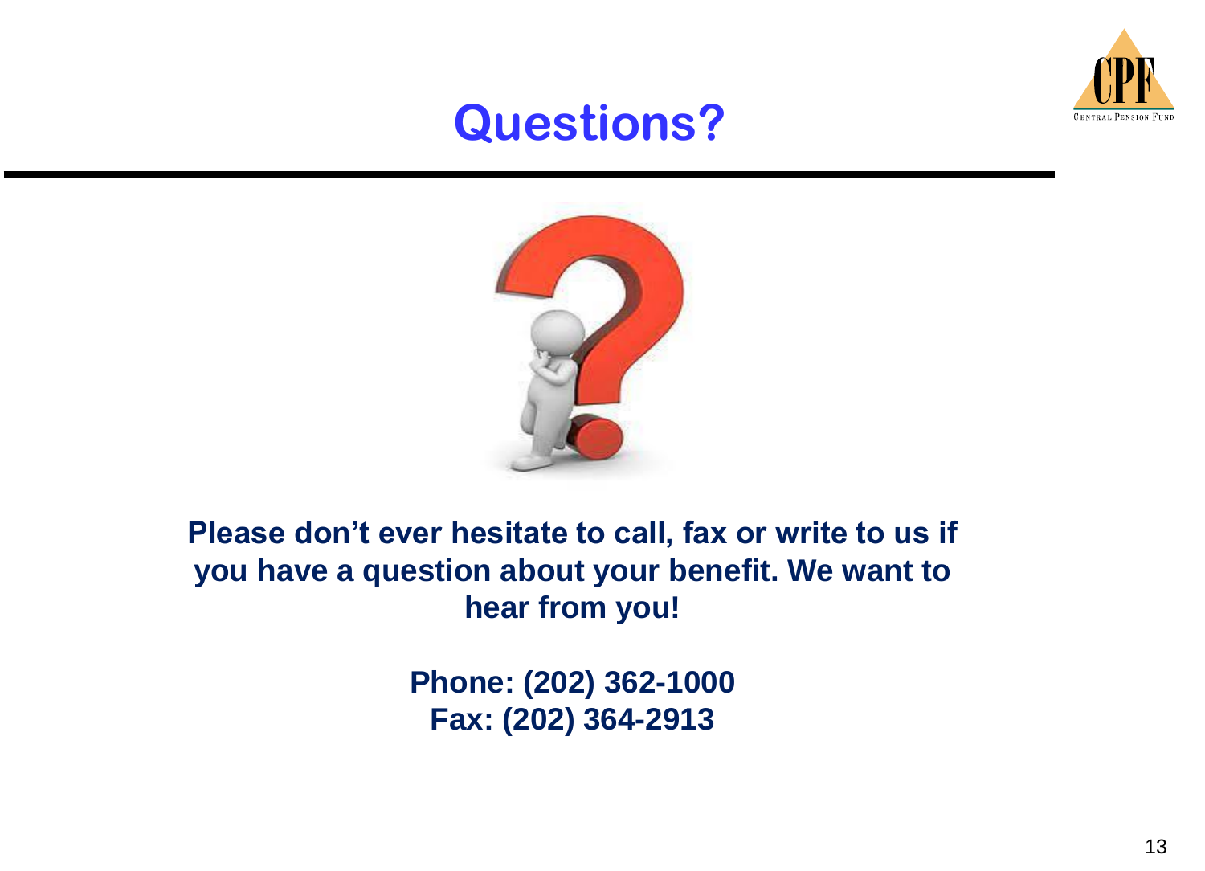# Questions?

**Please don't ever hesitate to call, fax or write to us if you have a question about your benefit. We want to hear from you!**

**Phone: (202) 362-1000**
**Fax: (202) 364-2913**